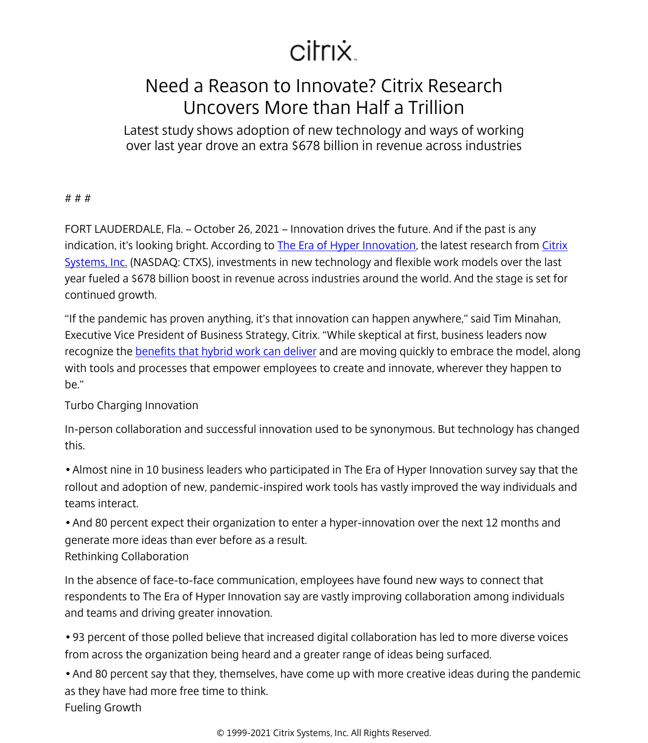citrix

# Need a Reason to Innovate? Citrix Research Uncovers More than Half a Trillion

## Latest study shows adoption of new technology and ways of working over last year drove an extra $678 billion in revenue across industries

# # #

FORT LAUDERDALE, Fla. – October 26, 2021 – Innovation drives the future. And if the past is any indication, it's looking bright. According to The Era of Hyper Innovation, the latest research from Citrix Systems, Inc. (NASDAQ: CTXS), investments in new technology and flexible work models over the last year fueled a $678 billion boost in revenue across industries around the world. And the stage is set for continued growth.

"If the pandemic has proven anything, it's that innovation can happen anywhere," said Tim Minahan, Executive Vice President of Business Strategy, Citrix. "While skeptical at first, business leaders now recognize the benefits that hybrid work can deliver and are moving quickly to embrace the model, along with tools and processes that empower employees to create and innovate, wherever they happen to be."

### Turbo Charging Innovation

In-person collaboration and successful innovation used to be synonymous. But technology has changed this.

- Almost nine in 10 business leaders who participated in The Era of Hyper Innovation survey say that the rollout and adoption of new, pandemic-inspired work tools has vastly improved the way individuals and teams interact.
- And 80 percent expect their organization to enter a hyper-innovation over the next 12 months and generate more ideas than ever before as a result.

### Rethinking Collaboration

In the absence of face-to-face communication, employees have found new ways to connect that respondents to The Era of Hyper Innovation say are vastly improving collaboration among individuals and teams and driving greater innovation.

- 93 percent of those polled believe that increased digital collaboration has led to more diverse voices from across the organization being heard and a greater range of ideas being surfaced.
- And 80 percent say that they, themselves, have come up with more creative ideas during the pandemic as they have had more free time to think.

### Fueling Growth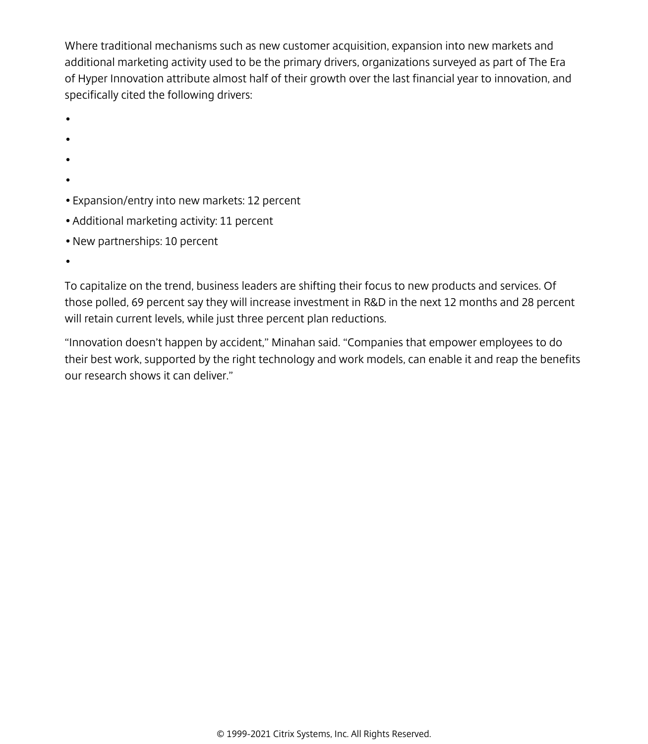Where traditional mechanisms such as new customer acquisition, expansion into new markets and additional marketing activity used to be the primary drivers, organizations surveyed as part of The Era of Hyper Innovation attribute almost half of their growth over the last financial year to innovation, and specifically cited the following drivers:

- 
- 
- 
- 
- Expansion/entry into new markets: 12 percent
- Additional marketing activity: 11 percent
- New partnerships: 10 percent
- 

To capitalize on the trend, business leaders are shifting their focus to new products and services. Of those polled, 69 percent say they will increase investment in R&D in the next 12 months and 28 percent will retain current levels, while just three percent plan reductions.

“Innovation doesn’t happen by accident,” Minahan said. “Companies that empower employees to do their best work, supported by the right technology and work models, can enable it and reap the benefits our research shows it can deliver.”

© 1999-2021 Citrix Systems, Inc. All Rights Reserved.